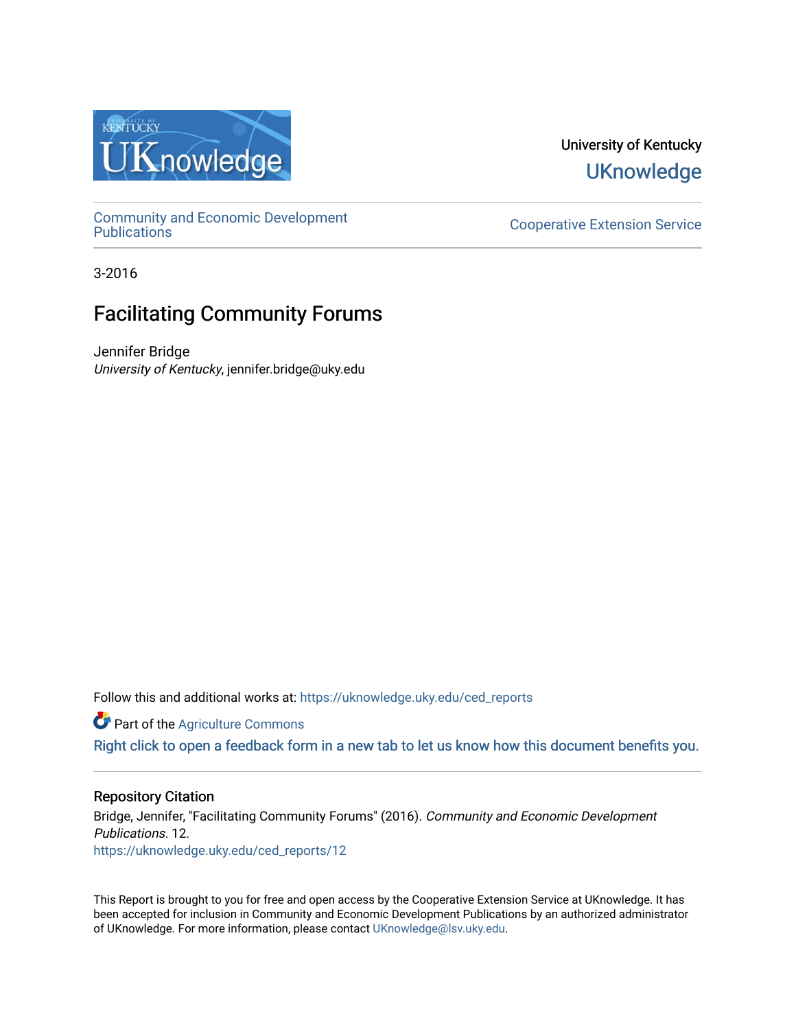University of Kentucky

UKnowledge

Community and Economic Development Publications

Cooperative Extension Service

3-2016

# Facilitating Community Forums

Jennifer Bridge

*University of Kentucky*, jennifer.bridge@uky.edu

Follow this and additional works at: https://uknowledge.uky.edu/ced_reports

Part of the Agriculture Commons

Right click to open a feedback form in a new tab to let us know how this document benefits you.

## Repository Citation

Bridge, Jennifer, "Facilitating Community Forums" (2016). *Community and Economic Development Publications*. 12.
https://uknowledge.uky.edu/ced_reports/12

This Report is brought to you for free and open access by the Cooperative Extension Service at UKnowledge. It has been accepted for inclusion in Community and Economic Development Publications by an authorized administrator of UKnowledge. For more information, please contact UKnowledge@lsv.uky.edu.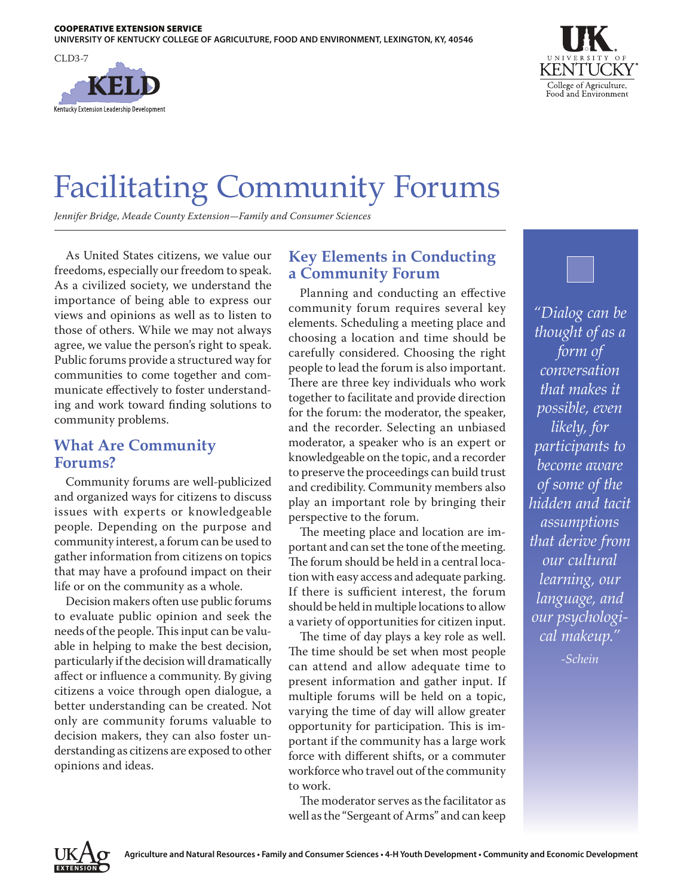COOPERATIVE EXTENSION SERVICE
UNIVERSITY OF KENTUCKY COLLEGE OF AGRICULTURE, FOOD AND ENVIRONMENT, LEXINGTON, KY, 40546

CLD3-7

# Facilitating Community Forums

*Jennifer Bridge, Meade County Extension—Family and Consumer Sciences*

As United States citizens, we value our freedoms, especially our freedom to speak. As a civilized society, we understand the importance of being able to express our views and opinions as well as to listen to those of others. While we may not always agree, we value the person's right to speak. Public forums provide a structured way for communities to come together and communicate effectively to foster understanding and work toward finding solutions to community problems.

## What Are Community Forums?

Community forums are well-publicized and organized ways for citizens to discuss issues with experts or knowledgeable people. Depending on the purpose and community interest, a forum can be used to gather information from citizens on topics that may have a profound impact on their life or on the community as a whole.

Decision makers often use public forums to evaluate public opinion and seek the needs of the people. This input can be valuable in helping to make the best decision, particularly if the decision will dramatically affect or influence a community. By giving citizens a voice through open dialogue, a better understanding can be created. Not only are community forums valuable to decision makers, they can also foster understanding as citizens are exposed to other opinions and ideas.

## Key Elements in Conducting a Community Forum

Planning and conducting an effective community forum requires several key elements. Scheduling a meeting place and choosing a location and time should be carefully considered. Choosing the right people to lead the forum is also important. There are three key individuals who work together to facilitate and provide direction for the forum: the moderator, the speaker, and the recorder. Selecting an unbiased moderator, a speaker who is an expert or knowledgeable on the topic, and a recorder to preserve the proceedings can build trust and credibility. Community members also play an important role by bringing their perspective to the forum.

The meeting place and location are important and can set the tone of the meeting. The forum should be held in a central location with easy access and adequate parking. If there is sufficient interest, the forum should be held in multiple locations to allow a variety of opportunities for citizen input.

The time of day plays a key role as well. The time should be set when most people can attend and allow adequate time to present information and gather input. If multiple forums will be held on a topic, varying the time of day will allow greater opportunity for participation. This is important if the community has a large work force with different shifts, or a commuter workforce who travel out of the community to work.

The moderator serves as the facilitator as well as the "Sergeant of Arms" and can keep

*"Dialog can be thought of as a form of conversation that makes it possible, even likely, for participants to become aware of some of the hidden and tacit assumptions that derive from our cultural learning, our language, and our psychological makeup."*

*-Schein*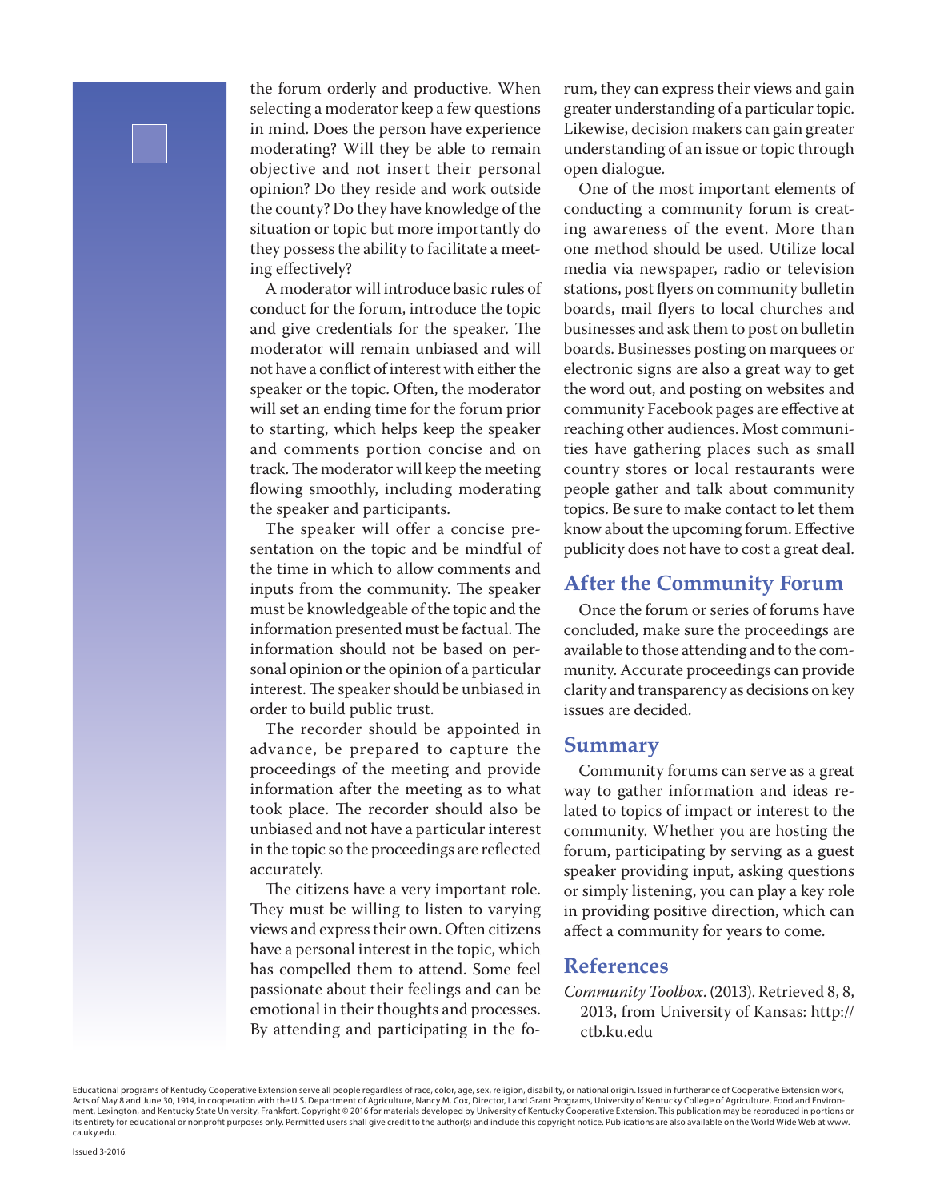the forum orderly and productive. When selecting a moderator keep a few questions in mind. Does the person have experience moderating? Will they be able to remain objective and not insert their personal opinion? Do they reside and work outside the county? Do they have knowledge of the situation or topic but more importantly do they possess the ability to facilitate a meeting effectively?

A moderator will introduce basic rules of conduct for the forum, introduce the topic and give credentials for the speaker. The moderator will remain unbiased and will not have a conflict of interest with either the speaker or the topic. Often, the moderator will set an ending time for the forum prior to starting, which helps keep the speaker and comments portion concise and on track. The moderator will keep the meeting flowing smoothly, including moderating the speaker and participants.

The speaker will offer a concise presentation on the topic and be mindful of the time in which to allow comments and inputs from the community. The speaker must be knowledgeable of the topic and the information presented must be factual. The information should not be based on personal opinion or the opinion of a particular interest. The speaker should be unbiased in order to build public trust.

The recorder should be appointed in advance, be prepared to capture the proceedings of the meeting and provide information after the meeting as to what took place. The recorder should also be unbiased and not have a particular interest in the topic so the proceedings are reflected accurately.

The citizens have a very important role. They must be willing to listen to varying views and express their own. Often citizens have a personal interest in the topic, which has compelled them to attend. Some feel passionate about their feelings and can be emotional in their thoughts and processes. By attending and participating in the forum, they can express their views and gain greater understanding of a particular topic. Likewise, decision makers can gain greater understanding of an issue or topic through open dialogue.

One of the most important elements of conducting a community forum is creating awareness of the event. More than one method should be used. Utilize local media via newspaper, radio or television stations, post flyers on community bulletin boards, mail flyers to local churches and businesses and ask them to post on bulletin boards. Businesses posting on marquees or electronic signs are also a great way to get the word out, and posting on websites and community Facebook pages are effective at reaching other audiences. Most communities have gathering places such as small country stores or local restaurants were people gather and talk about community topics. Be sure to make contact to let them know about the upcoming forum. Effective publicity does not have to cost a great deal.

## After the Community Forum

Once the forum or series of forums have concluded, make sure the proceedings are available to those attending and to the community. Accurate proceedings can provide clarity and transparency as decisions on key issues are decided.

## Summary

Community forums can serve as a great way to gather information and ideas related to topics of impact or interest to the community. Whether you are hosting the forum, participating by serving as a guest speaker providing input, asking questions or simply listening, you can play a key role in providing positive direction, which can affect a community for years to come.

## References

*Community Toolbox*. (2013). Retrieved 8, 8, 2013, from University of Kansas: http://ctb.ku.edu

Educational programs of Kentucky Cooperative Extension serve all people regardless of race, color, age, sex, religion, disability, or national origin. Issued in furtherance of Cooperative Extension work, Acts of May 8 and June 30, 1914, in cooperation with the U.S. Department of Agriculture, Nancy M. Cox, Director, Land Grant Programs, University of Kentucky College of Agriculture, Food and Environment, Lexington, and Kentucky State University, Frankfort. Copyright © 2016 for materials developed by University of Kentucky Cooperative Extension. This publication may be reproduced in portions or its entirety for educational or nonprofit purposes only. Permitted users shall give credit to the author(s) and include this copyright notice. Publications are also available on the World Wide Web at www.ca.uky.edu.

Issued 3-2016